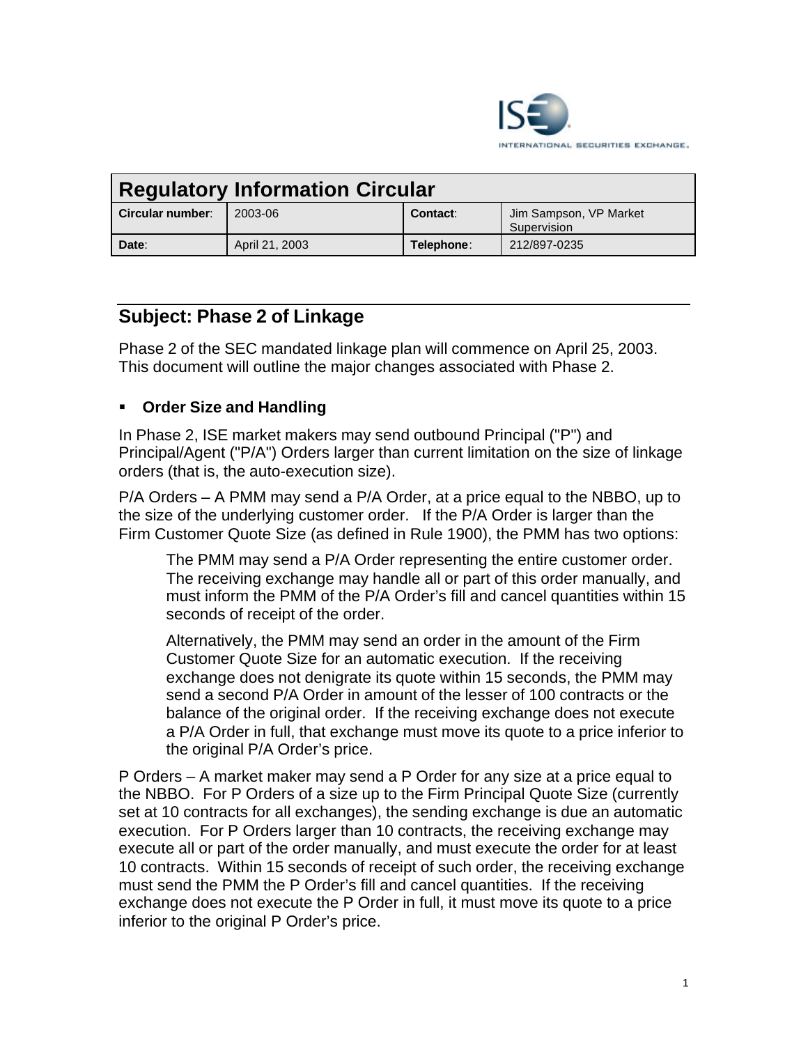# Regulatory Information Circular

| Circular number: | 2003-06 | Contact: | Jim Sampson, VP Market Supervision |
|---|---|---|---|
| Date: | April 21, 2003 | Telephone: | 212/897-0235 |

## Subject: Phase 2 of Linkage

Phase 2 of the SEC mandated linkage plan will commence on April 25, 2003. This document will outline the major changes associated with Phase 2.

- **Order Size and Handling**

In Phase 2, ISE market makers may send outbound Principal ("P") and Principal/Agent ("P/A") Orders larger than current limitation on the size of linkage orders (that is, the auto-execution size).

P/A Orders – A PMM may send a P/A Order, at a price equal to the NBBO, up to the size of the underlying customer order. If the P/A Order is larger than the Firm Customer Quote Size (as defined in Rule 1900), the PMM has two options:

> The PMM may send a P/A Order representing the entire customer order. The receiving exchange may handle all or part of this order manually, and must inform the PMM of the P/A Order's fill and cancel quantities within 15 seconds of receipt of the order.
>
> Alternatively, the PMM may send an order in the amount of the Firm Customer Quote Size for an automatic execution. If the receiving exchange does not denigrate its quote within 15 seconds, the PMM may send a second P/A Order in amount of the lesser of 100 contracts or the balance of the original order. If the receiving exchange does not execute a P/A Order in full, that exchange must move its quote to a price inferior to the original P/A Order's price.

P Orders – A market maker may send a P Order for any size at a price equal to the NBBO. For P Orders of a size up to the Firm Principal Quote Size (currently set at 10 contracts for all exchanges), the sending exchange is due an automatic execution. For P Orders larger than 10 contracts, the receiving exchange may execute all or part of the order manually, and must execute the order for at least 10 contracts. Within 15 seconds of receipt of such order, the receiving exchange must send the PMM the P Order's fill and cancel quantities. If the receiving exchange does not execute the P Order in full, it must move its quote to a price inferior to the original P Order's price.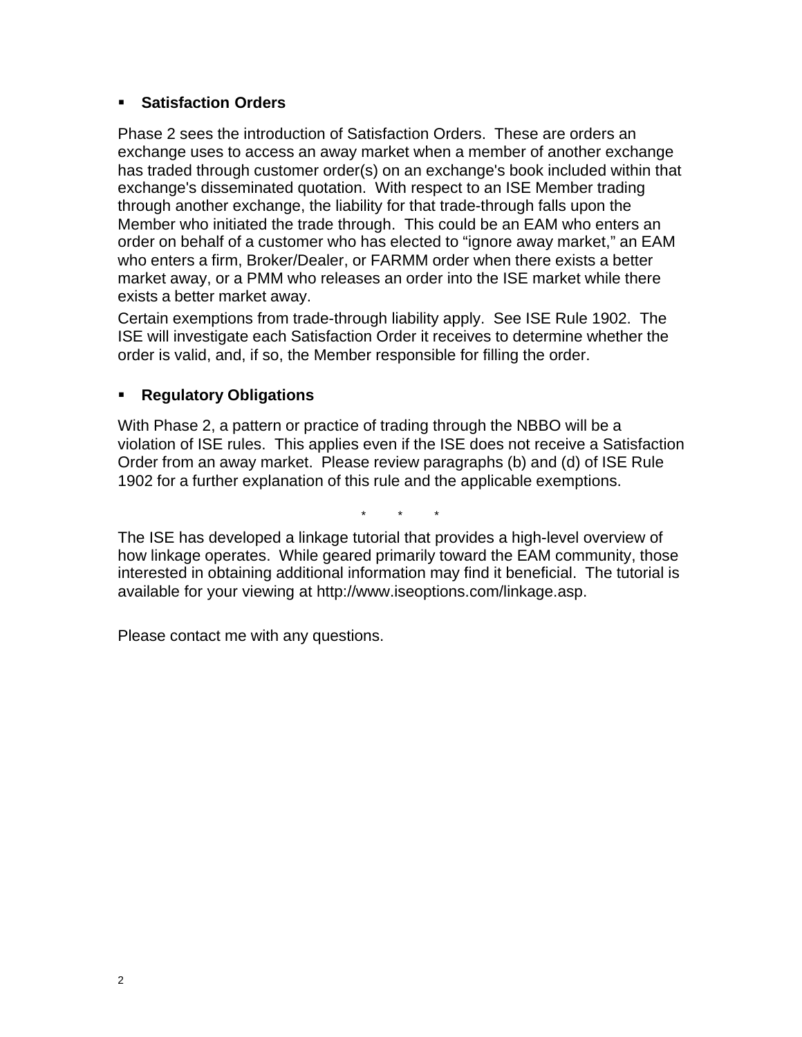- **Satisfaction Orders**

Phase 2 sees the introduction of Satisfaction Orders. These are orders an exchange uses to access an away market when a member of another exchange has traded through customer order(s) on an exchange's book included within that exchange's disseminated quotation. With respect to an ISE Member trading through another exchange, the liability for that trade-through falls upon the Member who initiated the trade through. This could be an EAM who enters an order on behalf of a customer who has elected to "ignore away market," an EAM who enters a firm, Broker/Dealer, or FARMM order when there exists a better market away, or a PMM who releases an order into the ISE market while there exists a better market away.

Certain exemptions from trade-through liability apply. See ISE Rule 1902. The ISE will investigate each Satisfaction Order it receives to determine whether the order is valid, and, if so, the Member responsible for filling the order.

- **Regulatory Obligations**

With Phase 2, a pattern or practice of trading through the NBBO will be a violation of ISE rules. This applies even if the ISE does not receive a Satisfaction Order from an away market. Please review paragraphs (b) and (d) of ISE Rule 1902 for a further explanation of this rule and the applicable exemptions.

\* \* \*

The ISE has developed a linkage tutorial that provides a high-level overview of how linkage operates. While geared primarily toward the EAM community, those interested in obtaining additional information may find it beneficial. The tutorial is available for your viewing at http://www.iseoptions.com/linkage.asp.

Please contact me with any questions.